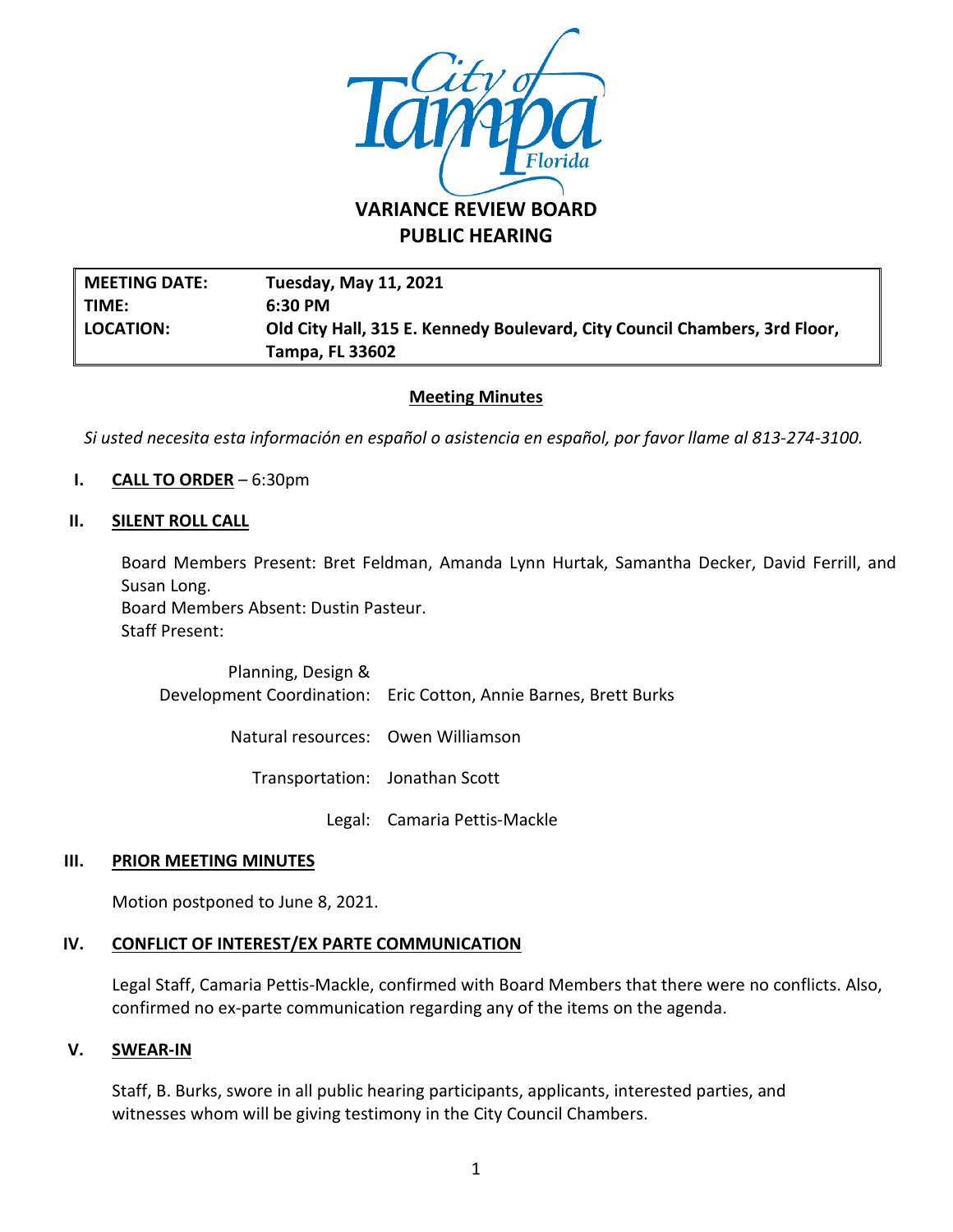# VARIANCE REVIEW BOARD
## PUBLIC HEARING

| | |
|---|---|
| **MEETING DATE:** | **Tuesday, May 11, 2021** |
| **TIME:** | **6:30 PM** |
| **LOCATION:** | **Old City Hall, 315 E. Kennedy Boulevard, City Council Chambers, 3rd Floor, Tampa, FL 33602** |

**Meeting Minutes**

*Si usted necesita esta información en español o asistencia en español, por favor llame al 813-274-3100.*

**I. CALL TO ORDER** – 6:30pm

**II. SILENT ROLL CALL**

Board Members Present: Bret Feldman, Amanda Lynn Hurtak, Samantha Decker, David Ferrill, and Susan Long.
Board Members Absent: Dustin Pasteur.
Staff Present:

| | |
|---|---|
| Planning, Design & Development Coordination: | Eric Cotton, Annie Barnes, Brett Burks |
| Natural resources: | Owen Williamson |
| Transportation: | Jonathan Scott |
| Legal: | Camaria Pettis-Mackle |

**III. PRIOR MEETING MINUTES**

Motion postponed to June 8, 2021.

**IV. CONFLICT OF INTEREST/EX PARTE COMMUNICATION**

Legal Staff, Camaria Pettis-Mackle, confirmed with Board Members that there were no conflicts. Also, confirmed no ex-parte communication regarding any of the items on the agenda.

**V. SWEAR-IN**

Staff, B. Burks, swore in all public hearing participants, applicants, interested parties, and witnesses whom will be giving testimony in the City Council Chambers.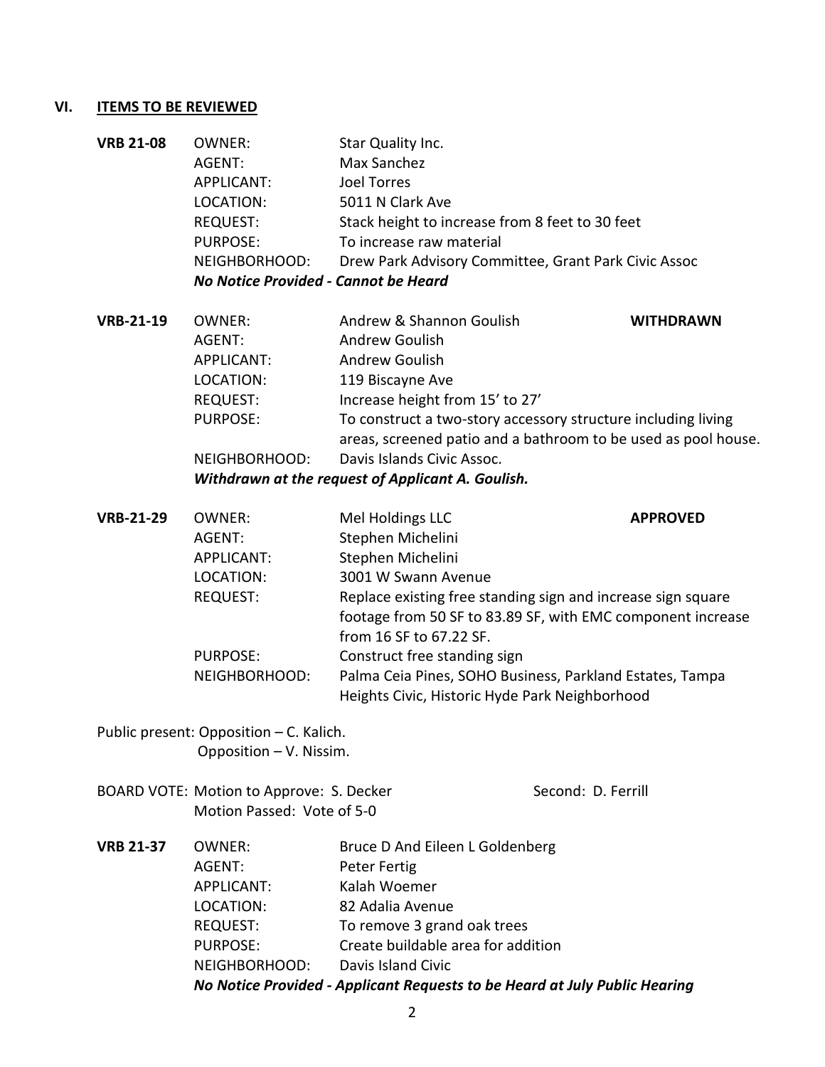## VI. ITEMS TO BE REVIEWED

**VRB 21-08**

| | |
|---|---|
| OWNER: | Star Quality Inc. |
| AGENT: | Max Sanchez |
| APPLICANT: | Joel Torres |
| LOCATION: | 5011 N Clark Ave |
| REQUEST: | Stack height to increase from 8 feet to 30 feet |
| PURPOSE: | To increase raw material |
| NEIGHBORHOOD: | Drew Park Advisory Committee, Grant Park Civic Assoc |

***No Notice Provided - Cannot be Heard***

**VRB-21-19** — **WITHDRAWN**

| | |
|---|---|
| OWNER: | Andrew & Shannon Goulish |
| AGENT: | Andrew Goulish |
| APPLICANT: | Andrew Goulish |
| LOCATION: | 119 Biscayne Ave |
| REQUEST: | Increase height from 15' to 27' |
| PURPOSE: | To construct a two-story accessory structure including living areas, screened patio and a bathroom to be used as pool house. |
| NEIGHBORHOOD: | Davis Islands Civic Assoc. |

***Withdrawn at the request of Applicant A. Goulish.***

**VRB-21-29** — **APPROVED**

| | |
|---|---|
| OWNER: | Mel Holdings LLC |
| AGENT: | Stephen Michelini |
| APPLICANT: | Stephen Michelini |
| LOCATION: | 3001 W Swann Avenue |
| REQUEST: | Replace existing free standing sign and increase sign square footage from 50 SF to 83.89 SF, with EMC component increase from 16 SF to 67.22 SF. |
| PURPOSE: | Construct free standing sign |
| NEIGHBORHOOD: | Palma Ceia Pines, SOHO Business, Parkland Estates, Tampa Heights Civic, Historic Hyde Park Neighborhood |

Public present: Opposition – C. Kalich.
Opposition – V. Nissim.

BOARD VOTE: Motion to Approve: S. Decker    Second: D. Ferrill
Motion Passed: Vote of 5-0

**VRB 21-37**

| | |
|---|---|
| OWNER: | Bruce D And Eileen L Goldenberg |
| AGENT: | Peter Fertig |
| APPLICANT: | Kalah Woemer |
| LOCATION: | 82 Adalia Avenue |
| REQUEST: | To remove 3 grand oak trees |
| PURPOSE: | Create buildable area for addition |
| NEIGHBORHOOD: | Davis Island Civic |

***No Notice Provided - Applicant Requests to be Heard at July Public Hearing***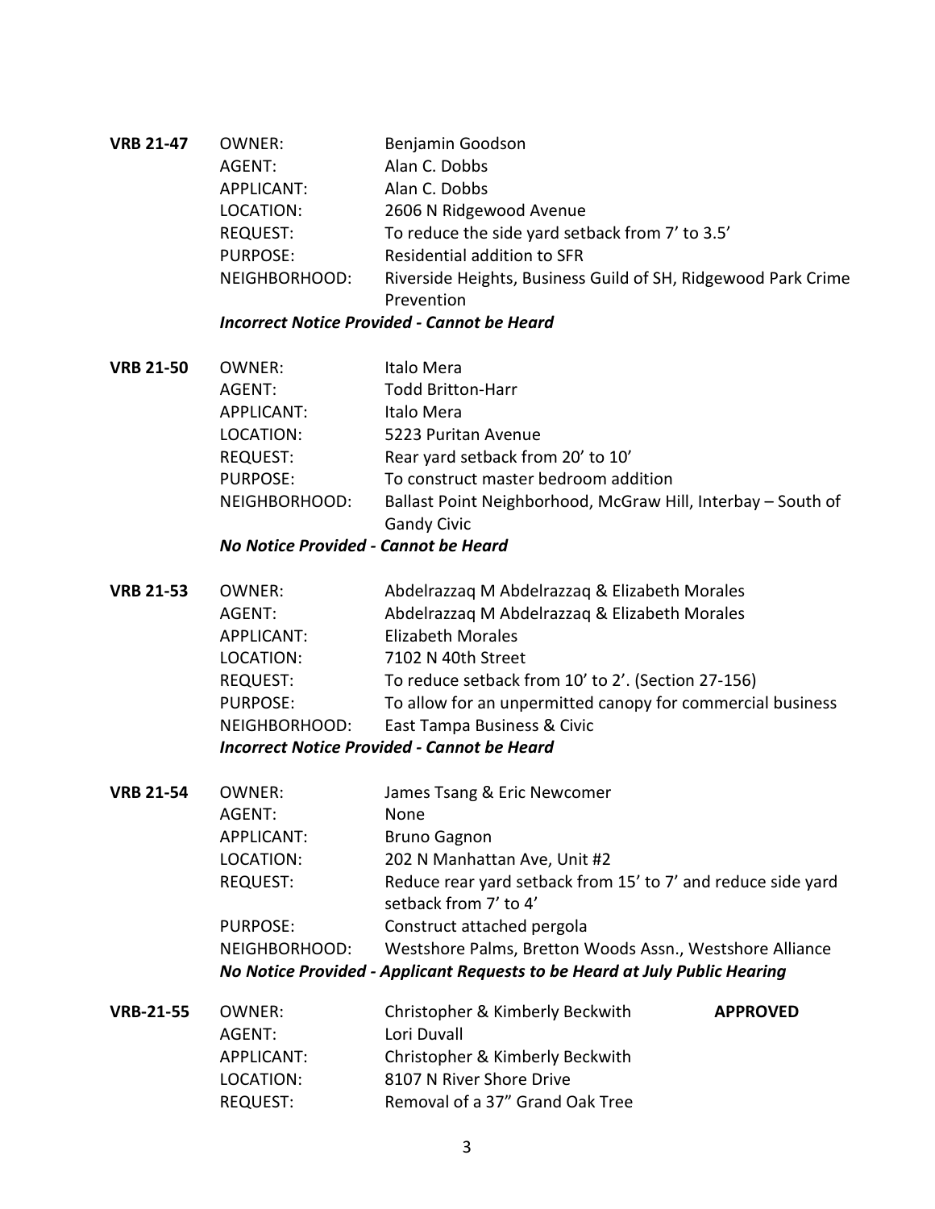**VRB 21-47**

| | |
|---|---|
| OWNER: | Benjamin Goodson |
| AGENT: | Alan C. Dobbs |
| APPLICANT: | Alan C. Dobbs |
| LOCATION: | 2606 N Ridgewood Avenue |
| REQUEST: | To reduce the side yard setback from 7' to 3.5' |
| PURPOSE: | Residential addition to SFR |
| NEIGHBORHOOD: | Riverside Heights, Business Guild of SH, Ridgewood Park Crime Prevention |

***Incorrect Notice Provided - Cannot be Heard***

**VRB 21-50**

| | |
|---|---|
| OWNER: | Italo Mera |
| AGENT: | Todd Britton-Harr |
| APPLICANT: | Italo Mera |
| LOCATION: | 5223 Puritan Avenue |
| REQUEST: | Rear yard setback from 20' to 10' |
| PURPOSE: | To construct master bedroom addition |
| NEIGHBORHOOD: | Ballast Point Neighborhood, McGraw Hill, Interbay – South of Gandy Civic |

***No Notice Provided - Cannot be Heard***

**VRB 21-53**

| | |
|---|---|
| OWNER: | Abdelrazzaq M Abdelrazzaq & Elizabeth Morales |
| AGENT: | Abdelrazzaq M Abdelrazzaq & Elizabeth Morales |
| APPLICANT: | Elizabeth Morales |
| LOCATION: | 7102 N 40th Street |
| REQUEST: | To reduce setback from 10' to 2'. (Section 27-156) |
| PURPOSE: | To allow for an unpermitted canopy for commercial business |
| NEIGHBORHOOD: | East Tampa Business & Civic |

***Incorrect Notice Provided - Cannot be Heard***

**VRB 21-54**

| | |
|---|---|
| OWNER: | James Tsang & Eric Newcomer |
| AGENT: | None |
| APPLICANT: | Bruno Gagnon |
| LOCATION: | 202 N Manhattan Ave, Unit #2 |
| REQUEST: | Reduce rear yard setback from 15' to 7' and reduce side yard setback from 7' to 4' |
| PURPOSE: | Construct attached pergola |
| NEIGHBORHOOD: | Westshore Palms, Bretton Woods Assn., Westshore Alliance |

***No Notice Provided - Applicant Requests to be Heard at July Public Hearing***

**VRB-21-55** **APPROVED**

| | |
|---|---|
| OWNER: | Christopher & Kimberly Beckwith |
| AGENT: | Lori Duvall |
| APPLICANT: | Christopher & Kimberly Beckwith |
| LOCATION: | 8107 N River Shore Drive |
| REQUEST: | Removal of a 37" Grand Oak Tree |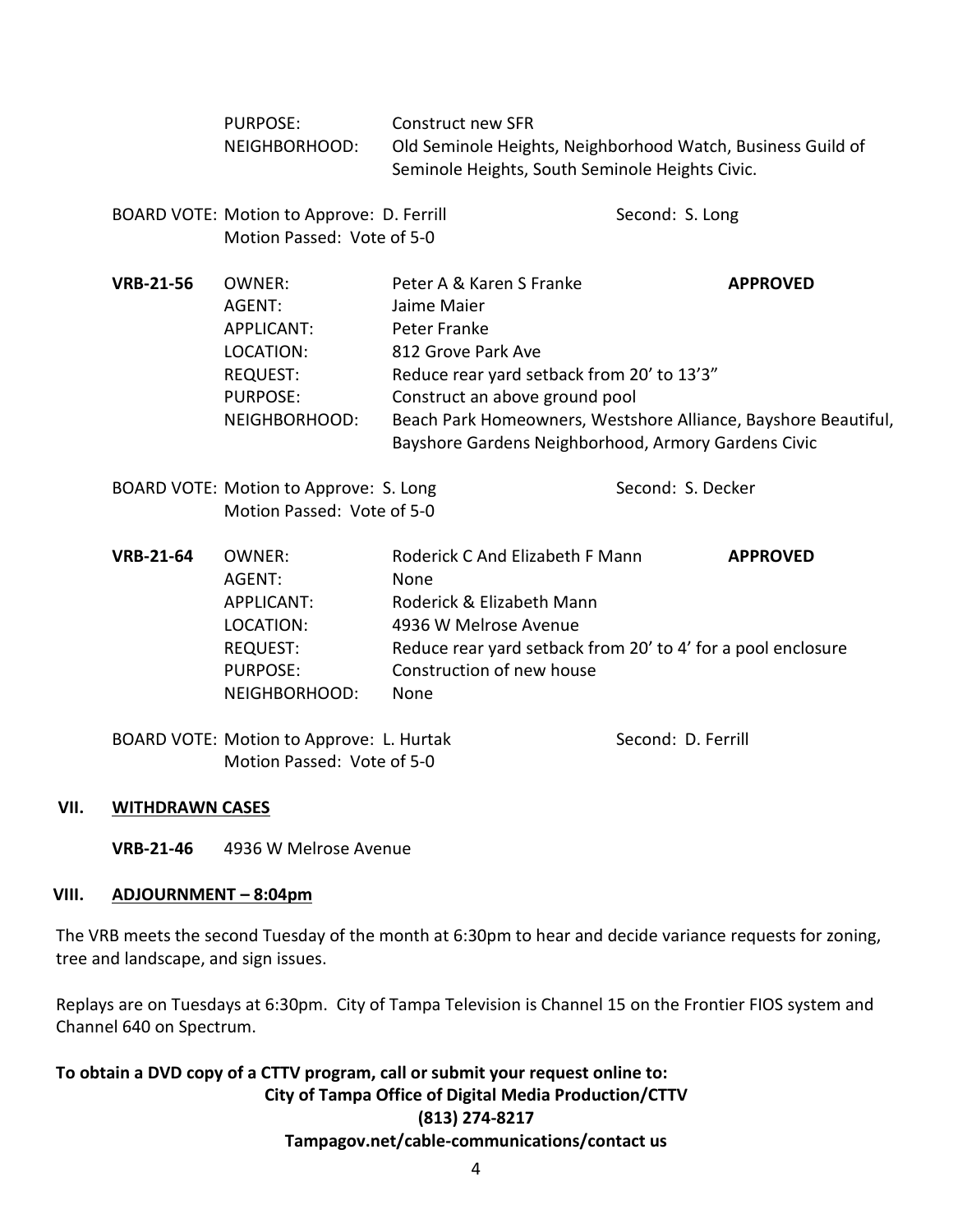PURPOSE: Construct new SFR
NEIGHBORHOOD: Old Seminole Heights, Neighborhood Watch, Business Guild of Seminole Heights, South Seminole Heights Civic.

BOARD VOTE: Motion to Approve: D. Ferrill Second: S. Long
Motion Passed: Vote of 5-0

| | | | |
|---|---|---|---|
| **VRB-21-56** | OWNER: | Peter A & Karen S Franke | **APPROVED** |
| | AGENT: | Jaime Maier | |
| | APPLICANT: | Peter Franke | |
| | LOCATION: | 812 Grove Park Ave | |
| | REQUEST: | Reduce rear yard setback from 20' to 13'3" | |
| | PURPOSE: | Construct an above ground pool | |
| | NEIGHBORHOOD: | Beach Park Homeowners, Westshore Alliance, Bayshore Beautiful, Bayshore Gardens Neighborhood, Armory Gardens Civic | |

BOARD VOTE: Motion to Approve: S. Long Second: S. Decker
Motion Passed: Vote of 5-0

| | | | |
|---|---|---|---|
| **VRB-21-64** | OWNER: | Roderick C And Elizabeth F Mann | **APPROVED** |
| | AGENT: | None | |
| | APPLICANT: | Roderick & Elizabeth Mann | |
| | LOCATION: | 4936 W Melrose Avenue | |
| | REQUEST: | Reduce rear yard setback from 20' to 4' for a pool enclosure | |
| | PURPOSE: | Construction of new house | |
| | NEIGHBORHOOD: | None | |

BOARD VOTE: Motion to Approve: L. Hurtak Second: D. Ferrill
Motion Passed: Vote of 5-0

## VII. WITHDRAWN CASES

**VRB-21-46** 4936 W Melrose Avenue

## VIII. ADJOURNMENT – 8:04pm

The VRB meets the second Tuesday of the month at 6:30pm to hear and decide variance requests for zoning, tree and landscape, and sign issues.

Replays are on Tuesdays at 6:30pm. City of Tampa Television is Channel 15 on the Frontier FIOS system and Channel 640 on Spectrum.

**To obtain a DVD copy of a CTTV program, call or submit your request online to:**
**City of Tampa Office of Digital Media Production/CTTV**
**(813) 274-8217**
**Tampagov.net/cable-communications/contact us**